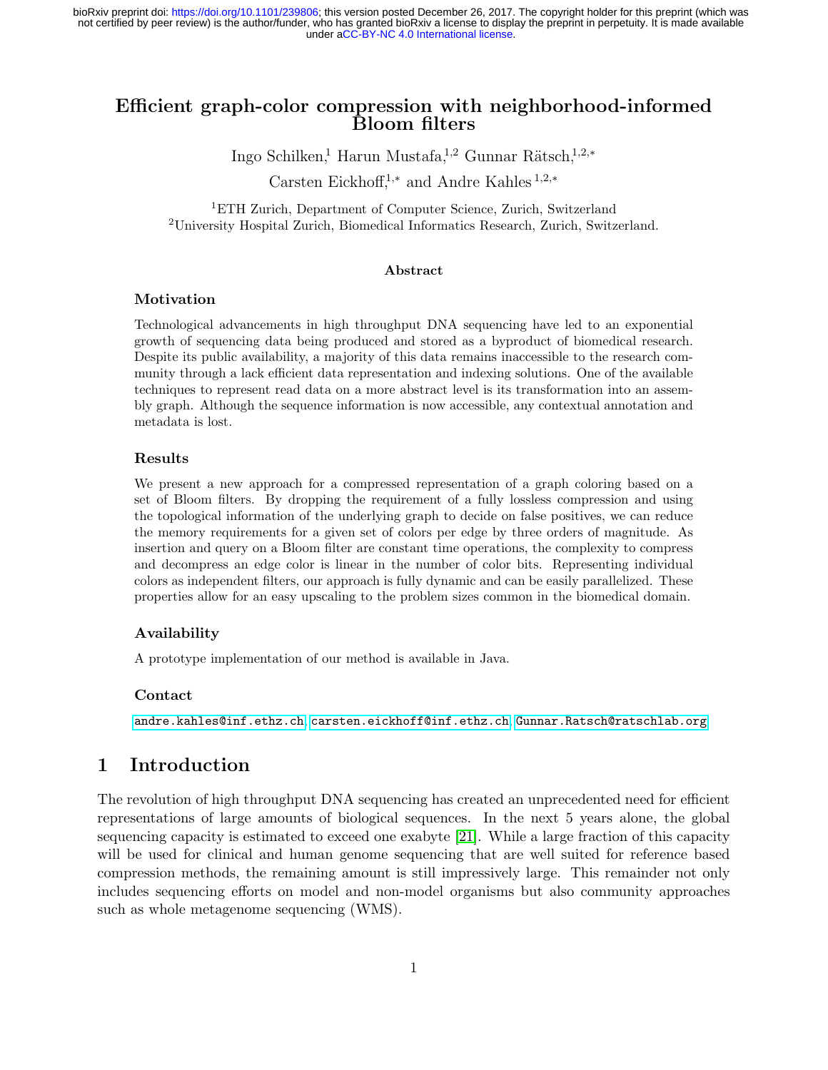# Efficient graph-color compression with neighborhood-informed Bloom filters

Ingo Schilken,[1] Harun Mustafa,[1,2] Gunnar Rätsch,[1,2,*]

Carsten Eickhoff,[1,*] and Andre Kahles [1,2,*]

[1]ETH Zurich, Department of Computer Science, Zurich, Switzerland
[2]University Hospital Zurich, Biomedical Informatics Research, Zurich, Switzerland.

### Abstract

#### Motivation

Technological advancements in high throughput DNA sequencing have led to an exponential growth of sequencing data being produced and stored as a byproduct of biomedical research. Despite its public availability, a majority of this data remains inaccessible to the research community through a lack efficient data representation and indexing solutions. One of the available techniques to represent read data on a more abstract level is its transformation into an assembly graph. Although the sequence information is now accessible, any contextual annotation and metadata is lost.

#### Results

We present a new approach for a compressed representation of a graph coloring based on a set of Bloom filters. By dropping the requirement of a fully lossless compression and using the topological information of the underlying graph to decide on false positives, we can reduce the memory requirements for a given set of colors per edge by three orders of magnitude. As insertion and query on a Bloom filter are constant time operations, the complexity to compress and decompress an edge color is linear in the number of color bits. Representing individual colors as independent filters, our approach is fully dynamic and can be easily parallelized. These properties allow for an easy upscaling to the problem sizes common in the biomedical domain.

#### Availability

A prototype implementation of our method is available in Java.

#### Contact

andre.kahles@inf.ethz.ch, carsten.eickhoff@inf.ethz.ch, Gunnar.Ratsch@ratschlab.org

## 1 Introduction

The revolution of high throughput DNA sequencing has created an unprecedented need for efficient representations of large amounts of biological sequences. In the next 5 years alone, the global sequencing capacity is estimated to exceed one exabyte [21]. While a large fraction of this capacity will be used for clinical and human genome sequencing that are well suited for reference based compression methods, the remaining amount is still impressively large. This remainder not only includes sequencing efforts on model and non-model organisms but also community approaches such as whole metagenome sequencing (WMS).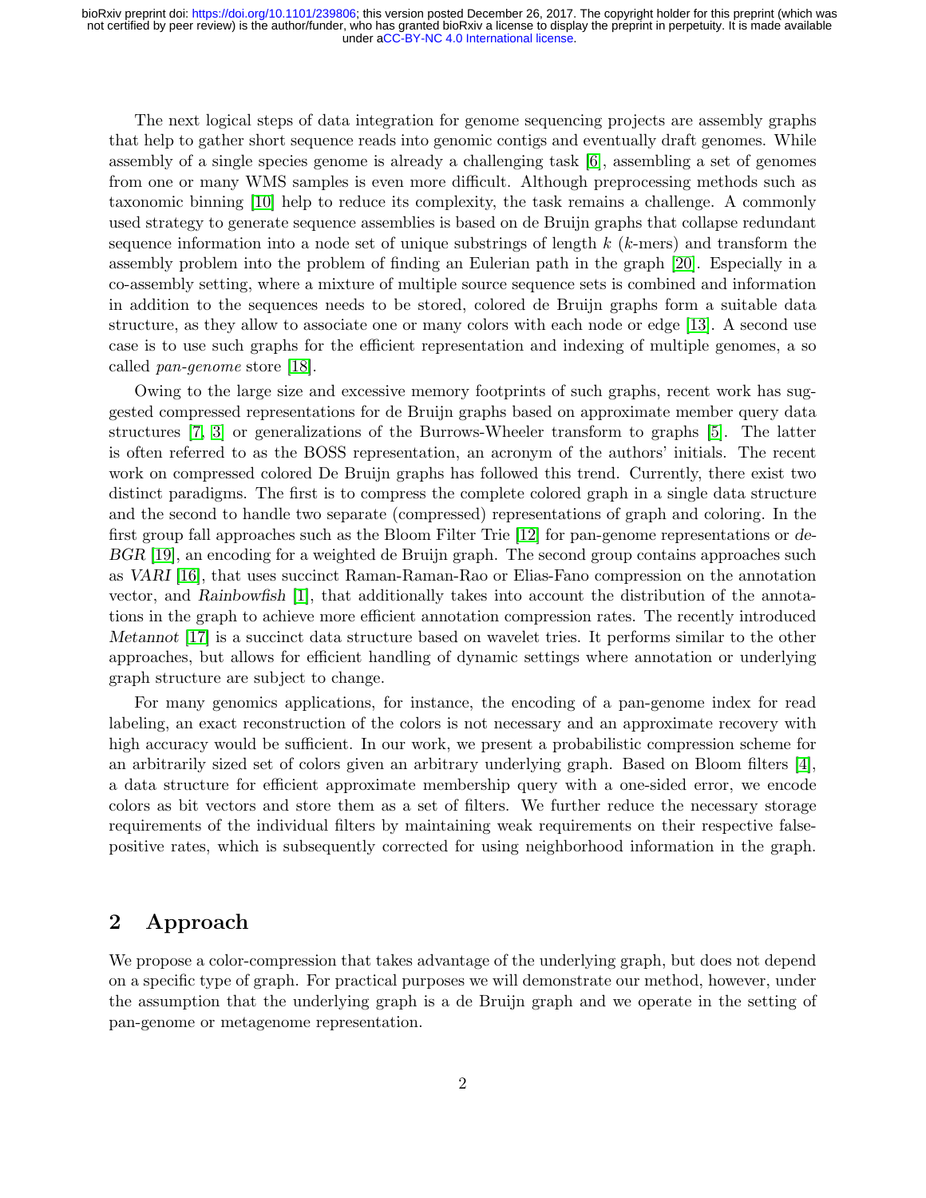The next logical steps of data integration for genome sequencing projects are assembly graphs that help to gather short sequence reads into genomic contigs and eventually draft genomes. While assembly of a single species genome is already a challenging task [6], assembling a set of genomes from one or many WMS samples is even more difficult. Although preprocessing methods such as taxonomic binning [10] help to reduce its complexity, the task remains a challenge. A commonly used strategy to generate sequence assemblies is based on de Bruijn graphs that collapse redundant sequence information into a node set of unique substrings of length $k$ ($k$-mers) and transform the assembly problem into the problem of finding an Eulerian path in the graph [20]. Especially in a co-assembly setting, where a mixture of multiple source sequence sets is combined and information in addition to the sequences needs to be stored, colored de Bruijn graphs form a suitable data structure, as they allow to associate one or many colors with each node or edge [13]. A second use case is to use such graphs for the efficient representation and indexing of multiple genomes, a so called *pan-genome* store [18].

Owing to the large size and excessive memory footprints of such graphs, recent work has suggested compressed representations for de Bruijn graphs based on approximate member query data structures [7, 3] or generalizations of the Burrows-Wheeler transform to graphs [5]. The latter is often referred to as the BOSS representation, an acronym of the authors' initials. The recent work on compressed colored De Bruijn graphs has followed this trend. Currently, there exist two distinct paradigms. The first is to compress the complete colored graph in a single data structure and the second to handle two separate (compressed) representations of graph and coloring. In the first group fall approaches such as the Bloom Filter Trie [12] for pan-genome representations or *deBGR* [19], an encoding for a weighted de Bruijn graph. The second group contains approaches such as *VARI* [16], that uses succinct Raman-Raman-Rao or Elias-Fano compression on the annotation vector, and *Rainbowfish* [1], that additionally takes into account the distribution of the annotations in the graph to achieve more efficient annotation compression rates. The recently introduced *Metannot* [17] is a succinct data structure based on wavelet tries. It performs similar to the other approaches, but allows for efficient handling of dynamic settings where annotation or underlying graph structure are subject to change.

For many genomics applications, for instance, the encoding of a pan-genome index for read labeling, an exact reconstruction of the colors is not necessary and an approximate recovery with high accuracy would be sufficient. In our work, we present a probabilistic compression scheme for an arbitrarily sized set of colors given an arbitrary underlying graph. Based on Bloom filters [4], a data structure for efficient approximate membership query with a one-sided error, we encode colors as bit vectors and store them as a set of filters. We further reduce the necessary storage requirements of the individual filters by maintaining weak requirements on their respective false-positive rates, which is subsequently corrected for using neighborhood information in the graph.

## 2 Approach

We propose a color-compression that takes advantage of the underlying graph, but does not depend on a specific type of graph. For practical purposes we will demonstrate our method, however, under the assumption that the underlying graph is a de Bruijn graph and we operate in the setting of pan-genome or metagenome representation.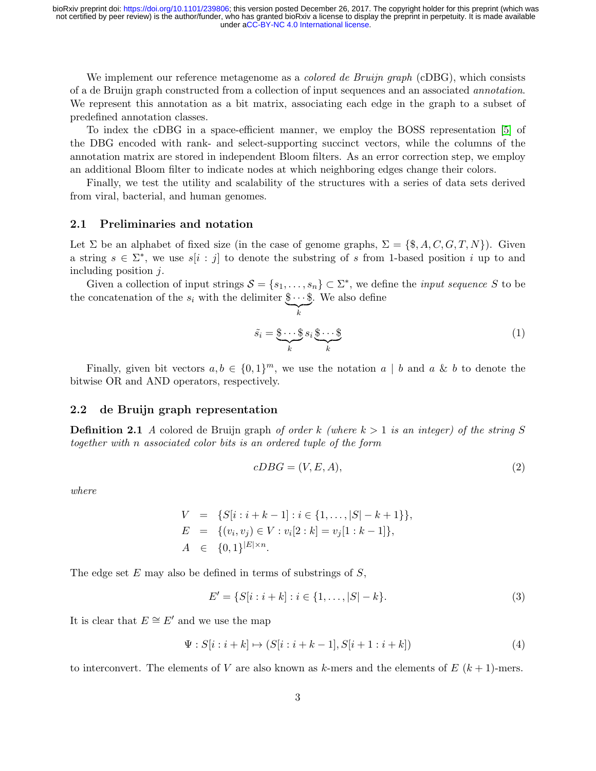We implement our reference metagenome as a *colored de Bruijn graph* (cDBG), which consists of a de Bruijn graph constructed from a collection of input sequences and an associated *annotation*. We represent this annotation as a bit matrix, associating each edge in the graph to a subset of predefined annotation classes.

To index the cDBG in a space-efficient manner, we employ the BOSS representation [5] of the DBG encoded with rank- and select-supporting succinct vectors, while the columns of the annotation matrix are stored in independent Bloom filters. As an error correction step, we employ an additional Bloom filter to indicate nodes at which neighboring edges change their colors.

Finally, we test the utility and scalability of the structures with a series of data sets derived from viral, bacterial, and human genomes.

## 2.1 Preliminaries and notation

Let $\Sigma$ be an alphabet of fixed size (in the case of genome graphs, $\Sigma = \{\$, A, C, G, T, N\}$). Given a string $s \in \Sigma^*$, we use $s[i : j]$ to denote the substring of $s$ from 1-based position $i$ up to and including position $j$.

Given a collection of input strings $\mathcal{S} = \{s_1, \ldots, s_n\} \subset \Sigma^*$, we define the *input sequence* $S$ to be the concatenation of the $s_i$ with the delimiter $\underbrace{\$ \cdots \$}_{k}$. We also define

$$\tilde{s_i} = \underbrace{\$ \cdots \$}_{k} s_i \underbrace{\$ \cdots \$}_{k} \tag{1}$$

Finally, given bit vectors $a, b \in \{0,1\}^m$, we use the notation $a \mid b$ and $a \mathbin{\&} b$ to denote the bitwise OR and AND operators, respectively.

## 2.2 de Bruijn graph representation

**Definition 2.1** *A* colored de Bruijn graph *of order $k$ (where $k > 1$ is an integer) of the string $S$ together with $n$ associated color bits is an ordered tuple of the form*

$$cDBG = (V, E, A), \tag{2}$$

*where*

$$\begin{aligned} V &= \{S[i : i+k-1] : i \in \{1, \ldots, |S| - k + 1\}\}, \\ E &= \{(v_i, v_j) \in V : v_i[2 : k] = v_j[1 : k-1]\}, \\ A &\in \{0,1\}^{|E| \times n}. \end{aligned}$$

The edge set $E$ may also be defined in terms of substrings of $S$,

$$E' = \{S[i : i+k] : i \in \{1, \ldots, |S| - k\}. \tag{3}$$

It is clear that $E \cong E'$ and we use the map

$$\Psi : S[i : i+k] \mapsto (S[i : i+k-1], S[i+1 : i+k]) \tag{4}$$

to interconvert. The elements of $V$ are also known as $k$-mers and the elements of $E$ $(k+1)$-mers.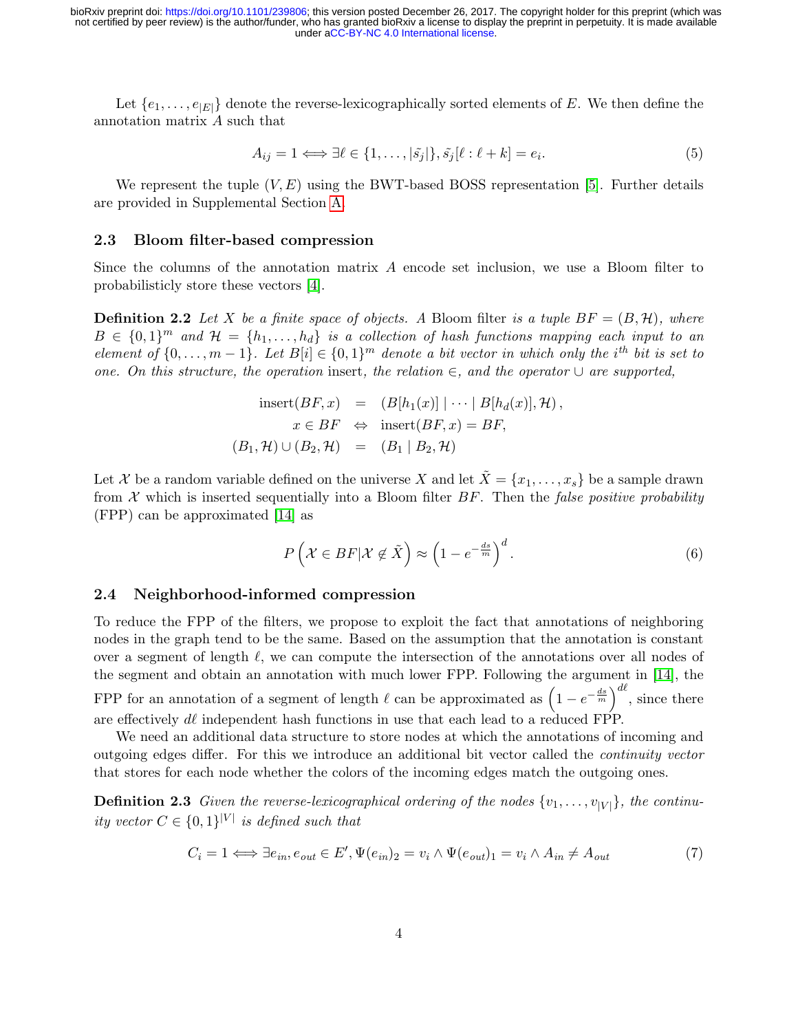Let $\{e_1, \ldots, e_{|E|}\}$ denote the reverse-lexicographically sorted elements of $E$. We then define the annotation matrix $A$ such that

$$A_{ij} = 1 \iff \exists \ell \in \{1, \ldots, |\tilde{s_j}|\}, \tilde{s_j}[\ell : \ell + k] = e_i. \tag{5}$$

We represent the tuple $(V, E)$ using the BWT-based BOSS representation [5]. Further details are provided in Supplemental Section A.

## 2.3 Bloom filter-based compression

Since the columns of the annotation matrix $A$ encode set inclusion, we use a Bloom filter to probabilisticly store these vectors [4].

**Definition 2.2** *Let $X$ be a finite space of objects. A* Bloom filter *is a tuple $BF = (B, \mathcal{H})$, where $B \in \{0,1\}^m$ and $\mathcal{H} = \{h_1, \ldots, h_d\}$ is a collection of hash functions mapping each input to an element of $\{0, \ldots, m-1\}$. Let $B[i] \in \{0,1\}^m$ denote a bit vector in which only the $i^{th}$ bit is set to one. On this structure, the operation* insert*, the relation $\in$, and the operator $\cup$ are supported,*

$$\begin{aligned}
\text{insert}(BF, x) &= (B[h_1(x)] \mid \cdots \mid B[h_d(x)], \mathcal{H}), \\
x \in BF &\Leftrightarrow \text{insert}(BF, x) = BF, \\
(B_1, \mathcal{H}) \cup (B_2, \mathcal{H}) &= (B_1 \mid B_2, \mathcal{H})
\end{aligned}$$

Let $\mathcal{X}$ be a random variable defined on the universe $X$ and let $\tilde{X} = \{x_1, \ldots, x_s\}$ be a sample drawn from $\mathcal{X}$ which is inserted sequentially into a Bloom filter $BF$. Then the *false positive probability* (FPP) can be approximated [14] as

$$P\left(\mathcal{X} \in BF | \mathcal{X} \notin \tilde{X}\right) \approx \left(1 - e^{-\frac{ds}{m}}\right)^d. \tag{6}$$

## 2.4 Neighborhood-informed compression

To reduce the FPP of the filters, we propose to exploit the fact that annotations of neighboring nodes in the graph tend to be the same. Based on the assumption that the annotation is constant over a segment of length $\ell$, we can compute the intersection of the annotations over all nodes of the segment and obtain an annotation with much lower FPP. Following the argument in [14], the FPP for an annotation of a segment of length $\ell$ can be approximated as $\left(1 - e^{-\frac{ds}{m}}\right)^{d\ell}$, since there are effectively $d\ell$ independent hash functions in use that each lead to a reduced FPP.

We need an additional data structure to store nodes at which the annotations of incoming and outgoing edges differ. For this we introduce an additional bit vector called the *continuity vector* that stores for each node whether the colors of the incoming edges match the outgoing ones.

**Definition 2.3** *Given the reverse-lexicographical ordering of the nodes $\{v_1, \ldots, v_{|V|}\}$, the continuity vector $C \in \{0,1\}^{|V|}$ is defined such that*

$$C_i = 1 \iff \exists e_{in}, e_{out} \in E', \Psi(e_{in})_2 = v_i \wedge \Psi(e_{out})_1 = v_i \wedge A_{in} \neq A_{out} \tag{7}$$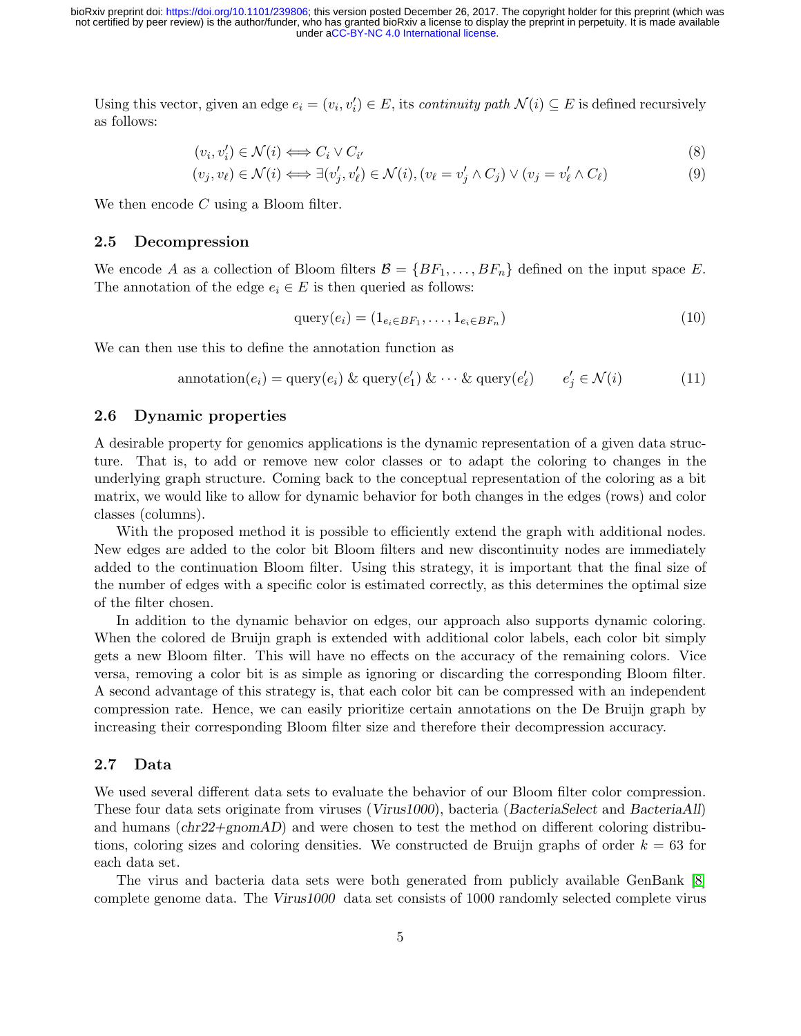Using this vector, given an edge $e_i = (v_i, v_i') \in E$, its *continuity path* $\mathcal{N}(i) \subseteq E$ is defined recursively as follows:

$$(v_i, v_i') \in \mathcal{N}(i) \iff C_i \vee C_{i'} \tag{8}$$

$$(v_j, v_\ell) \in \mathcal{N}(i) \iff \exists (v_j', v_\ell') \in \mathcal{N}(i), (v_\ell = v_j' \wedge C_j) \vee (v_j = v_\ell' \wedge C_\ell) \tag{9}$$

We then encode $C$ using a Bloom filter.

## 2.5 Decompression

We encode $A$ as a collection of Bloom filters $\mathcal{B} = \{BF_1, \dots, BF_n\}$ defined on the input space $E$. The annotation of the edge $e_i \in E$ is then queried as follows:

$$\text{query}(e_i) = (1_{e_i \in BF_1}, \dots, 1_{e_i \in BF_n}) \tag{10}$$

We can then use this to define the annotation function as

$$\text{annotation}(e_i) = \text{query}(e_i) \;\&\; \text{query}(e_1') \;\&\; \cdots \;\&\; \text{query}(e_\ell') \qquad e_j' \in \mathcal{N}(i) \tag{11}$$

## 2.6 Dynamic properties

A desirable property for genomics applications is the dynamic representation of a given data structure. That is, to add or remove new color classes or to adapt the coloring to changes in the underlying graph structure. Coming back to the conceptual representation of the coloring as a bit matrix, we would like to allow for dynamic behavior for both changes in the edges (rows) and color classes (columns).

With the proposed method it is possible to efficiently extend the graph with additional nodes. New edges are added to the color bit Bloom filters and new discontinuity nodes are immediately added to the continuation Bloom filter. Using this strategy, it is important that the final size of the number of edges with a specific color is estimated correctly, as this determines the optimal size of the filter chosen.

In addition to the dynamic behavior on edges, our approach also supports dynamic coloring. When the colored de Bruijn graph is extended with additional color labels, each color bit simply gets a new Bloom filter. This will have no effects on the accuracy of the remaining colors. Vice versa, removing a color bit is as simple as ignoring or discarding the corresponding Bloom filter. A second advantage of this strategy is, that each color bit can be compressed with an independent compression rate. Hence, we can easily prioritize certain annotations on the De Bruijn graph by increasing their corresponding Bloom filter size and therefore their decompression accuracy.

## 2.7 Data

We used several different data sets to evaluate the behavior of our Bloom filter color compression. These four data sets originate from viruses (*Virus1000*), bacteria (*BacteriaSelect* and *BacteriaAll*) and humans (*chr22+gnomAD*) and were chosen to test the method on different coloring distributions, coloring sizes and coloring densities. We constructed de Bruijn graphs of order $k = 63$ for each data set.

The virus and bacteria data sets were both generated from publicly available GenBank [8] complete genome data. The *Virus1000* data set consists of 1000 randomly selected complete virus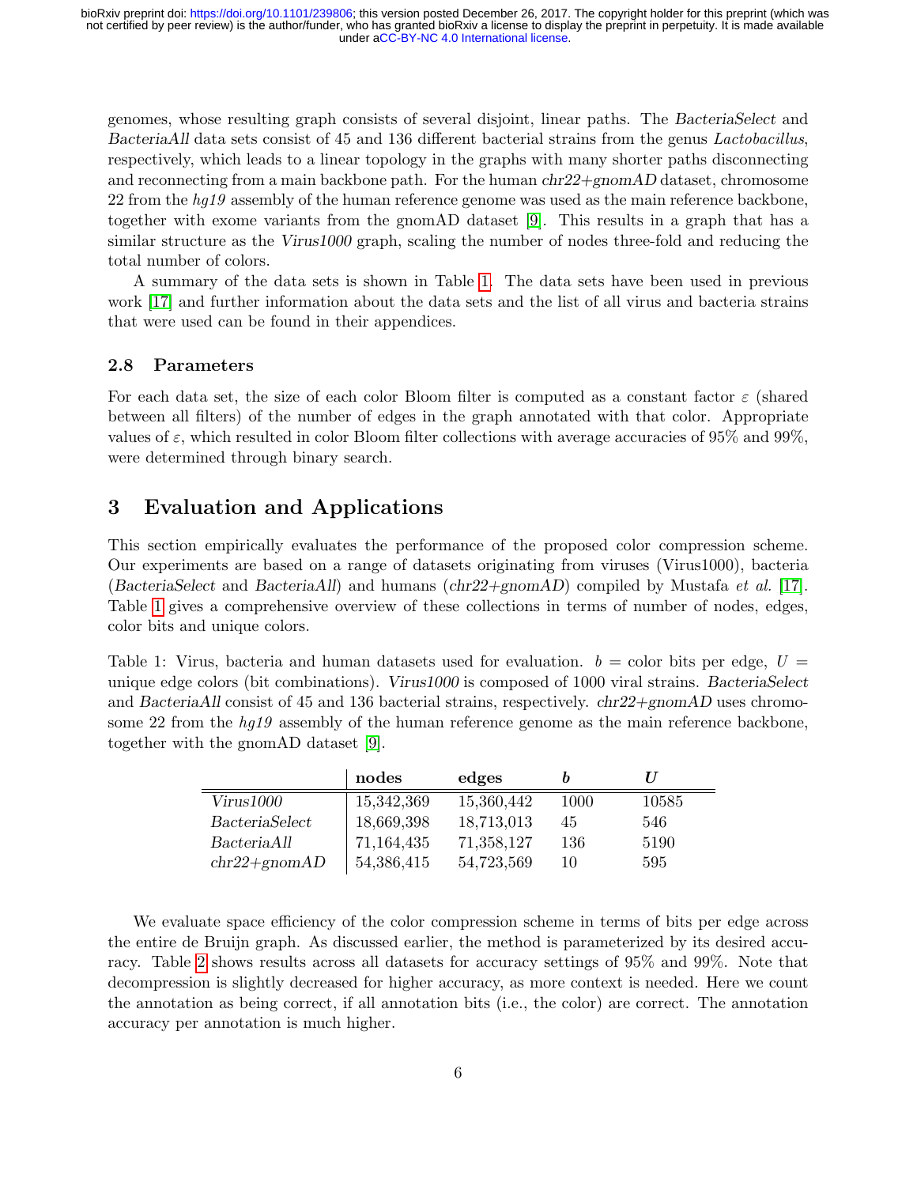genomes, whose resulting graph consists of several disjoint, linear paths. The *BacteriaSelect* and *BacteriaAll* data sets consist of 45 and 136 different bacterial strains from the genus *Lactobacillus*, respectively, which leads to a linear topology in the graphs with many shorter paths disconnecting and reconnecting from a main backbone path. For the human *chr22+gnomAD* dataset, chromosome 22 from the *hg19* assembly of the human reference genome was used as the main reference backbone, together with exome variants from the gnomAD dataset [9]. This results in a graph that has a similar structure as the *Virus1000* graph, scaling the number of nodes three-fold and reducing the total number of colors.

A summary of the data sets is shown in Table 1. The data sets have been used in previous work [17] and further information about the data sets and the list of all virus and bacteria strains that were used can be found in their appendices.

### 2.8 Parameters

For each data set, the size of each color Bloom filter is computed as a constant factor $\varepsilon$ (shared between all filters) of the number of edges in the graph annotated with that color. Appropriate values of $\varepsilon$, which resulted in color Bloom filter collections with average accuracies of 95% and 99%, were determined through binary search.

## 3 Evaluation and Applications

This section empirically evaluates the performance of the proposed color compression scheme. Our experiments are based on a range of datasets originating from viruses (Virus1000), bacteria (*BacteriaSelect* and *BacteriaAll*) and humans (*chr22+gnomAD*) compiled by Mustafa *et al.* [17]. Table 1 gives a comprehensive overview of these collections in terms of number of nodes, edges, color bits and unique colors.

Table 1: Virus, bacteria and human datasets used for evaluation. $b$ = color bits per edge, $U$ = unique edge colors (bit combinations). *Virus1000* is composed of 1000 viral strains. *BacteriaSelect* and *BacteriaAll* consist of 45 and 136 bacterial strains, respectively. *chr22+gnomAD* uses chromosome 22 from the *hg19* assembly of the human reference genome as the main reference backbone, together with the gnomAD dataset [9].

| | nodes | edges | $b$ | $U$ |
|---|---|---|---|---|
| *Virus1000* | 15,342,369 | 15,360,442 | 1000 | 10585 |
| *BacteriaSelect* | 18,669,398 | 18,713,013 | 45 | 546 |
| *BacteriaAll* | 71,164,435 | 71,358,127 | 136 | 5190 |
| *chr22+gnomAD* | 54,386,415 | 54,723,569 | 10 | 595 |

We evaluate space efficiency of the color compression scheme in terms of bits per edge across the entire de Bruijn graph. As discussed earlier, the method is parameterized by its desired accuracy. Table 2 shows results across all datasets for accuracy settings of 95% and 99%. Note that decompression is slightly decreased for higher accuracy, as more context is needed. Here we count the annotation as being correct, if all annotation bits (i.e., the color) are correct. The annotation accuracy per annotation is much higher.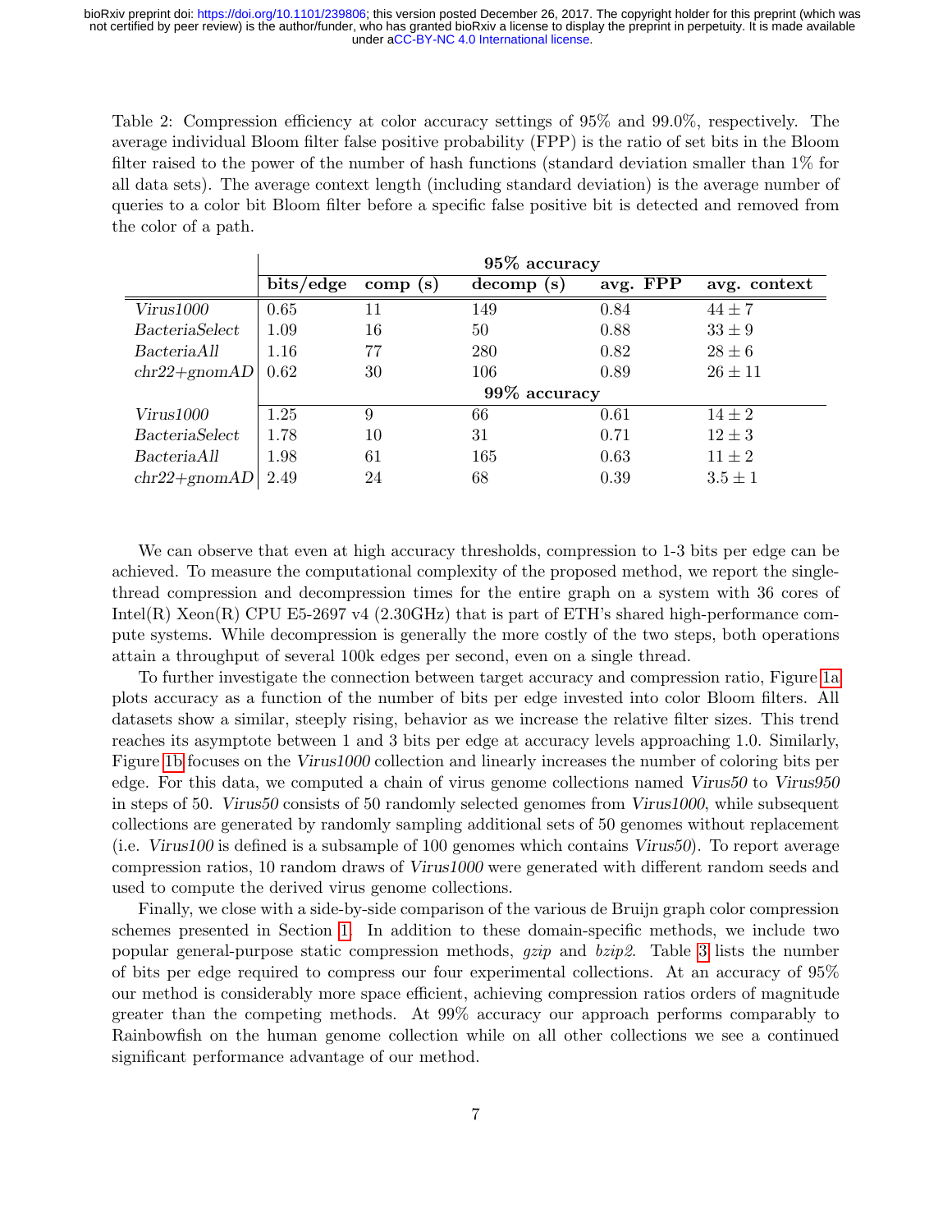Table 2: Compression efficiency at color accuracy settings of 95% and 99.0%, respectively. The average individual Bloom filter false positive probability (FPP) is the ratio of set bits in the Bloom filter raised to the power of the number of hash functions (standard deviation smaller than 1% for all data sets). The average context length (including standard deviation) is the average number of queries to a color bit Bloom filter before a specific false positive bit is detected and removed from the color of a path.

| | **95% accuracy** | | | | |
|---|---|---|---|---|---|
| | **bits/edge** | **comp (s)** | **decomp (s)** | **avg. FPP** | **avg. context** |
| *Virus1000* | 0.65 | 11 | 149 | 0.84 | $44 \pm 7$ |
| *BacteriaSelect* | 1.09 | 16 | 50 | 0.88 | $33 \pm 9$ |
| *BacteriaAll* | 1.16 | 77 | 280 | 0.82 | $28 \pm 6$ |
| *chr22+gnomAD* | 0.62 | 30 | 106 | 0.89 | $26 \pm 11$ |
| | **99% accuracy** | | | | |
| *Virus1000* | 1.25 | 9 | 66 | 0.61 | $14 \pm 2$ |
| *BacteriaSelect* | 1.78 | 10 | 31 | 0.71 | $12 \pm 3$ |
| *BacteriaAll* | 1.98 | 61 | 165 | 0.63 | $11 \pm 2$ |
| *chr22+gnomAD* | 2.49 | 24 | 68 | 0.39 | $3.5 \pm 1$ |

We can observe that even at high accuracy thresholds, compression to 1-3 bits per edge can be achieved. To measure the computational complexity of the proposed method, we report the single-thread compression and decompression times for the entire graph on a system with 36 cores of Intel(R) Xeon(R) CPU E5-2697 v4 (2.30GHz) that is part of ETH's shared high-performance compute systems. While decompression is generally the more costly of the two steps, both operations attain a throughput of several 100k edges per second, even on a single thread.

To further investigate the connection between target accuracy and compression ratio, Figure 1a plots accuracy as a function of the number of bits per edge invested into color Bloom filters. All datasets show a similar, steeply rising, behavior as we increase the relative filter sizes. This trend reaches its asymptote between 1 and 3 bits per edge at accuracy levels approaching 1.0. Similarly, Figure 1b focuses on the *Virus1000* collection and linearly increases the number of coloring bits per edge. For this data, we computed a chain of virus genome collections named *Virus50* to *Virus950* in steps of 50. *Virus50* consists of 50 randomly selected genomes from *Virus1000*, while subsequent collections are generated by randomly sampling additional sets of 50 genomes without replacement (i.e. *Virus100* is defined is a subsample of 100 genomes which contains *Virus50*). To report average compression ratios, 10 random draws of *Virus1000* were generated with different random seeds and used to compute the derived virus genome collections.

Finally, we close with a side-by-side comparison of the various de Bruijn graph color compression schemes presented in Section 1. In addition to these domain-specific methods, we include two popular general-purpose static compression methods, *gzip* and *bzip2*. Table 3 lists the number of bits per edge required to compress our four experimental collections. At an accuracy of 95% our method is considerably more space efficient, achieving compression ratios orders of magnitude greater than the competing methods. At 99% accuracy our approach performs comparably to Rainbowfish on the human genome collection while on all other collections we see a continued significant performance advantage of our method.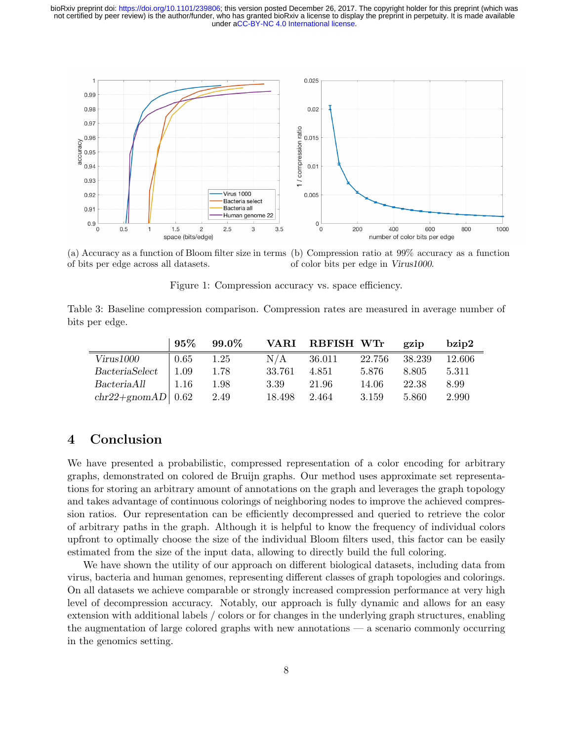(a) Accuracy as a function of Bloom filter size in terms of bits per edge across all datasets.

(b) Compression ratio at 99% accuracy as a function of color bits per edge in *Virus1000*.

Figure 1: Compression accuracy vs. space efficiency.

Table 3: Baseline compression comparison. Compression rates are measured in average number of bits per edge.

| | **95%** | **99.0%** | **VARI** | **RBFISH** | **WTr** | **gzip** | **bzip2** |
|---|---|---|---|---|---|---|---|
| *Virus1000* | 0.65 | 1.25 | N/A | 36.011 | 22.756 | 38.239 | 12.606 |
| *BacteriaSelect* | 1.09 | 1.78 | 33.761 | 4.851 | 5.876 | 8.805 | 5.311 |
| *BacteriaAll* | 1.16 | 1.98 | 3.39 | 21.96 | 14.06 | 22.38 | 8.99 |
| *chr22+gnomAD* | 0.62 | 2.49 | 18.498 | 2.464 | 3.159 | 5.860 | 2.990 |

## 4 Conclusion

We have presented a probabilistic, compressed representation of a color encoding for arbitrary graphs, demonstrated on colored de Bruijn graphs. Our method uses approximate set representations for storing an arbitrary amount of annotations on the graph and leverages the graph topology and takes advantage of continuous colorings of neighboring nodes to improve the achieved compression ratios. Our representation can be efficiently decompressed and queried to retrieve the color of arbitrary paths in the graph. Although it is helpful to know the frequency of individual colors upfront to optimally choose the size of the individual Bloom filters used, this factor can be easily estimated from the size of the input data, allowing to directly build the full coloring.

We have shown the utility of our approach on different biological datasets, including data from virus, bacteria and human genomes, representing different classes of graph topologies and colorings. On all datasets we achieve comparable or strongly increased compression performance at very high level of decompression accuracy. Notably, our approach is fully dynamic and allows for an easy extension with additional labels / colors or for changes in the underlying graph structures, enabling the augmentation of large colored graphs with new annotations — a scenario commonly occurring in the genomics setting.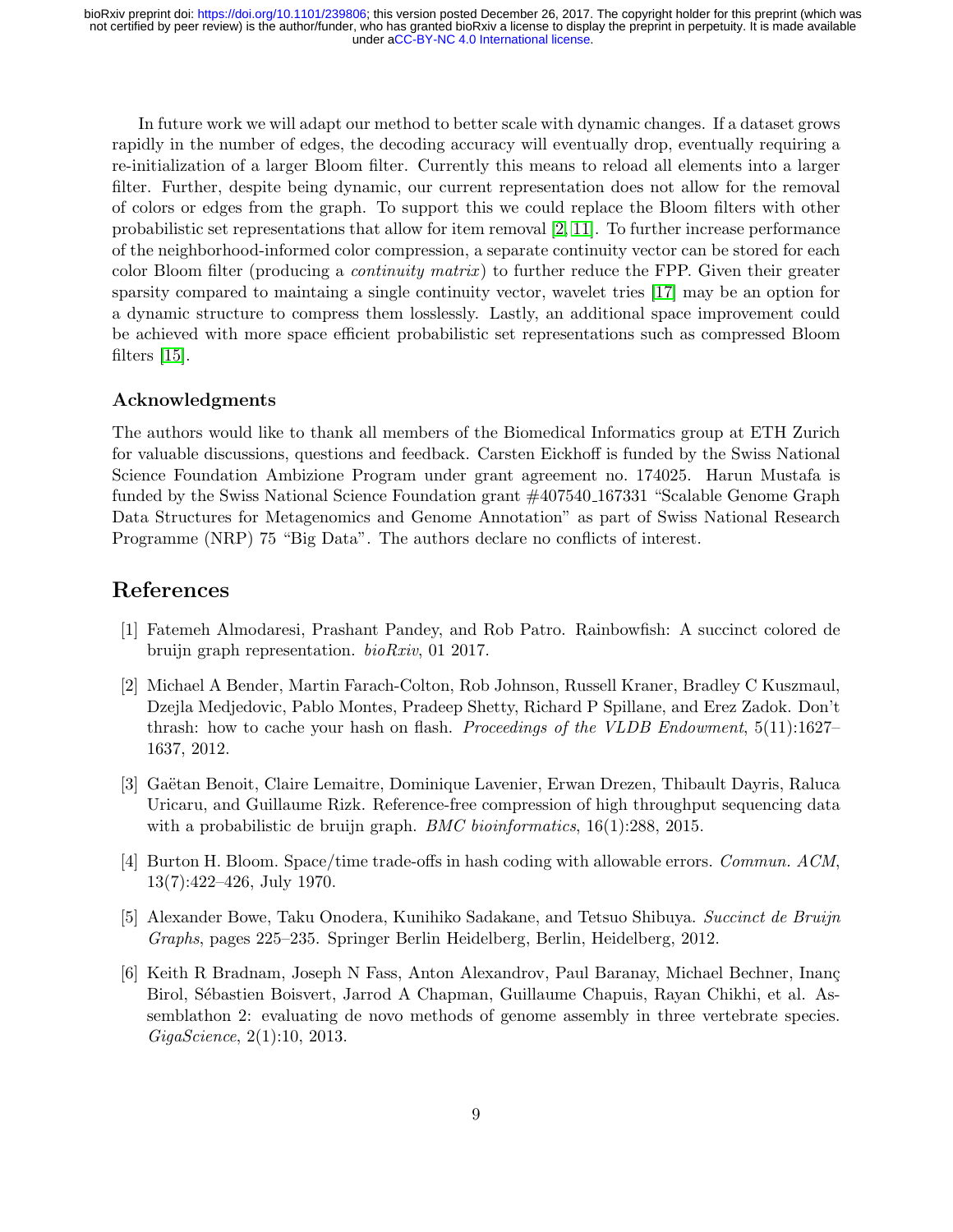In future work we will adapt our method to better scale with dynamic changes. If a dataset grows rapidly in the number of edges, the decoding accuracy will eventually drop, eventually requiring a re-initialization of a larger Bloom filter. Currently this means to reload all elements into a larger filter. Further, despite being dynamic, our current representation does not allow for the removal of colors or edges from the graph. To support this we could replace the Bloom filters with other probabilistic set representations that allow for item removal [2, 11]. To further increase performance of the neighborhood-informed color compression, a separate continuity vector can be stored for each color Bloom filter (producing a *continuity matrix*) to further reduce the FPP. Given their greater sparsity compared to maintaing a single continuity vector, wavelet tries [17] may be an option for a dynamic structure to compress them losslessly. Lastly, an additional space improvement could be achieved with more space efficient probabilistic set representations such as compressed Bloom filters [15].

### Acknowledgments

The authors would like to thank all members of the Biomedical Informatics group at ETH Zurich for valuable discussions, questions and feedback. Carsten Eickhoff is funded by the Swiss National Science Foundation Ambizione Program under grant agreement no. 174025. Harun Mustafa is funded by the Swiss National Science Foundation grant #407540_167331 "Scalable Genome Graph Data Structures for Metagenomics and Genome Annotation" as part of Swiss National Research Programme (NRP) 75 "Big Data". The authors declare no conflicts of interest.

## References

[1] Fatemeh Almodaresi, Prashant Pandey, and Rob Patro. Rainbowfish: A succinct colored de bruijn graph representation. *bioRxiv*, 01 2017.

[2] Michael A Bender, Martin Farach-Colton, Rob Johnson, Russell Kraner, Bradley C Kuszmaul, Dzejla Medjedovic, Pablo Montes, Pradeep Shetty, Richard P Spillane, and Erez Zadok. Don't thrash: how to cache your hash on flash. *Proceedings of the VLDB Endowment*, 5(11):1627–1637, 2012.

[3] Gaëtan Benoit, Claire Lemaitre, Dominique Lavenier, Erwan Drezen, Thibault Dayris, Raluca Uricaru, and Guillaume Rizk. Reference-free compression of high throughput sequencing data with a probabilistic de bruijn graph. *BMC bioinformatics*, 16(1):288, 2015.

[4] Burton H. Bloom. Space/time trade-offs in hash coding with allowable errors. *Commun. ACM*, 13(7):422–426, July 1970.

[5] Alexander Bowe, Taku Onodera, Kunihiko Sadakane, and Tetsuo Shibuya. *Succinct de Bruijn Graphs*, pages 225–235. Springer Berlin Heidelberg, Berlin, Heidelberg, 2012.

[6] Keith R Bradnam, Joseph N Fass, Anton Alexandrov, Paul Baranay, Michael Bechner, Inanç Birol, Sébastien Boisvert, Jarrod A Chapman, Guillaume Chapuis, Rayan Chikhi, et al. Assemblathon 2: evaluating de novo methods of genome assembly in three vertebrate species. *GigaScience*, 2(1):10, 2013.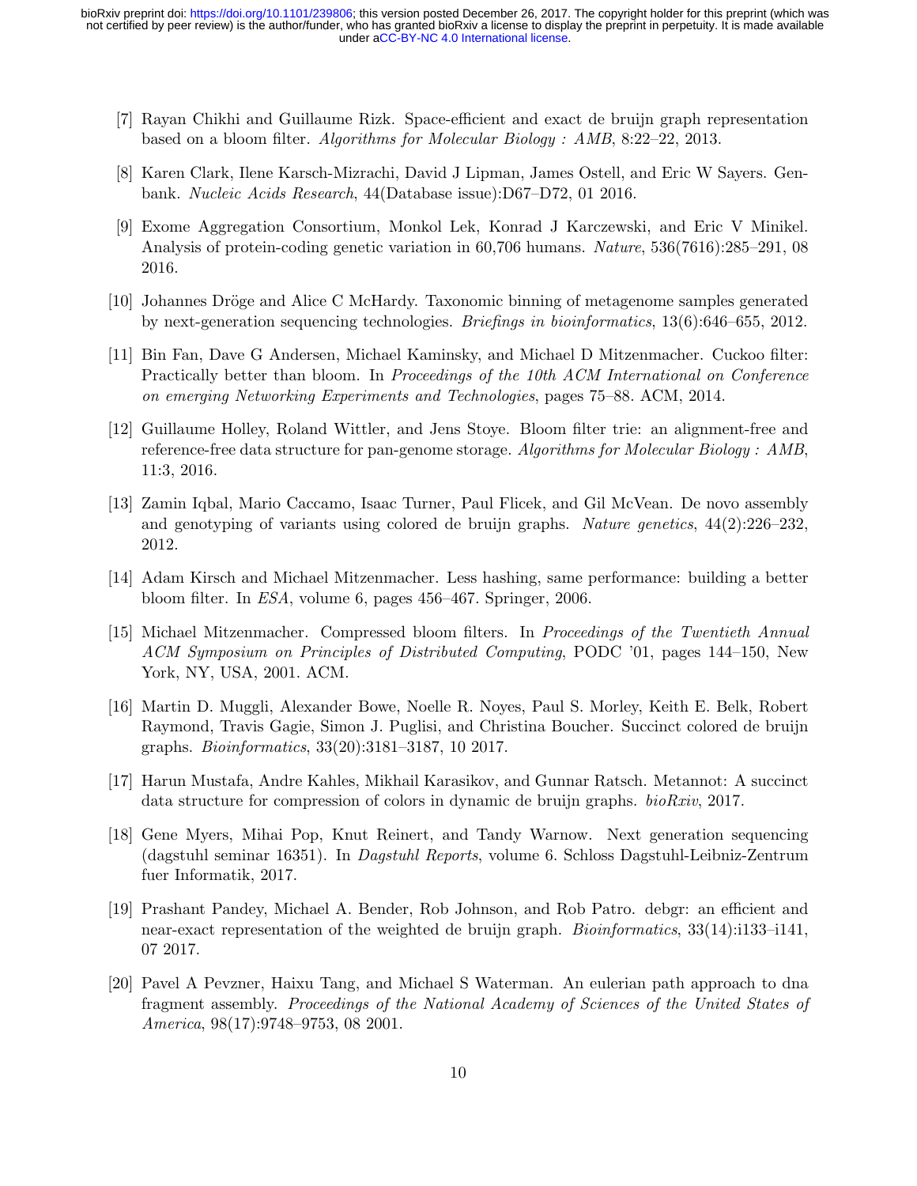[7] Rayan Chikhi and Guillaume Rizk. Space-efficient and exact de bruijn graph representation based on a bloom filter. *Algorithms for Molecular Biology : AMB*, 8:22–22, 2013.

[8] Karen Clark, Ilene Karsch-Mizrachi, David J Lipman, James Ostell, and Eric W Sayers. Genbank. *Nucleic Acids Research*, 44(Database issue):D67–D72, 01 2016.

[9] Exome Aggregation Consortium, Monkol Lek, Konrad J Karczewski, and Eric V Minikel. Analysis of protein-coding genetic variation in 60,706 humans. *Nature*, 536(7616):285–291, 08 2016.

[10] Johannes Dröge and Alice C McHardy. Taxonomic binning of metagenome samples generated by next-generation sequencing technologies. *Briefings in bioinformatics*, 13(6):646–655, 2012.

[11] Bin Fan, Dave G Andersen, Michael Kaminsky, and Michael D Mitzenmacher. Cuckoo filter: Practically better than bloom. In *Proceedings of the 10th ACM International on Conference on emerging Networking Experiments and Technologies*, pages 75–88. ACM, 2014.

[12] Guillaume Holley, Roland Wittler, and Jens Stoye. Bloom filter trie: an alignment-free and reference-free data structure for pan-genome storage. *Algorithms for Molecular Biology : AMB*, 11:3, 2016.

[13] Zamin Iqbal, Mario Caccamo, Isaac Turner, Paul Flicek, and Gil McVean. De novo assembly and genotyping of variants using colored de bruijn graphs. *Nature genetics*, 44(2):226–232, 2012.

[14] Adam Kirsch and Michael Mitzenmacher. Less hashing, same performance: building a better bloom filter. In *ESA*, volume 6, pages 456–467. Springer, 2006.

[15] Michael Mitzenmacher. Compressed bloom filters. In *Proceedings of the Twentieth Annual ACM Symposium on Principles of Distributed Computing*, PODC '01, pages 144–150, New York, NY, USA, 2001. ACM.

[16] Martin D. Muggli, Alexander Bowe, Noelle R. Noyes, Paul S. Morley, Keith E. Belk, Robert Raymond, Travis Gagie, Simon J. Puglisi, and Christina Boucher. Succinct colored de bruijn graphs. *Bioinformatics*, 33(20):3181–3187, 10 2017.

[17] Harun Mustafa, Andre Kahles, Mikhail Karasikov, and Gunnar Ratsch. Metannot: A succinct data structure for compression of colors in dynamic de bruijn graphs. *bioRxiv*, 2017.

[18] Gene Myers, Mihai Pop, Knut Reinert, and Tandy Warnow. Next generation sequencing (dagstuhl seminar 16351). In *Dagstuhl Reports*, volume 6. Schloss Dagstuhl-Leibniz-Zentrum fuer Informatik, 2017.

[19] Prashant Pandey, Michael A. Bender, Rob Johnson, and Rob Patro. debgr: an efficient and near-exact representation of the weighted de bruijn graph. *Bioinformatics*, 33(14):i133–i141, 07 2017.

[20] Pavel A Pevzner, Haixu Tang, and Michael S Waterman. An eulerian path approach to dna fragment assembly. *Proceedings of the National Academy of Sciences of the United States of America*, 98(17):9748–9753, 08 2001.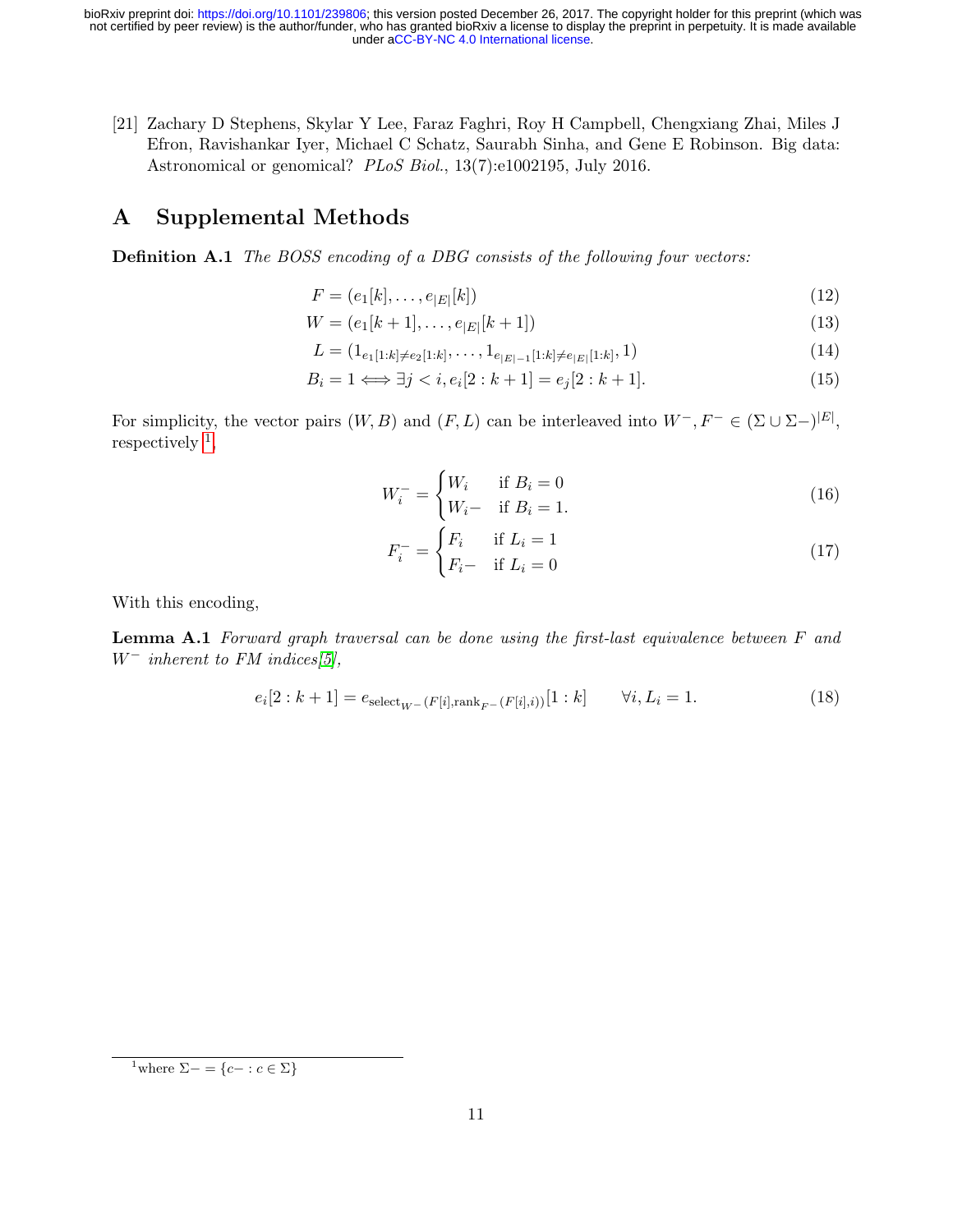[21] Zachary D Stephens, Skylar Y Lee, Faraz Faghri, Roy H Campbell, Chengxiang Zhai, Miles J Efron, Ravishankar Iyer, Michael C Schatz, Saurabh Sinha, and Gene E Robinson. Big data: Astronomical or genomical? *PLoS Biol.*, 13(7):e1002195, July 2016.

## A Supplemental Methods

**Definition A.1** *The BOSS encoding of a DBG consists of the following four vectors:*

$$F = (e_1[k], \dots, e_{|E|}[k]) \tag{12}$$

$$W = (e_1[k+1], \dots, e_{|E|}[k+1]) \tag{13}$$

$$L = (1_{e_1[1:k] \neq e_2[1:k]}, \dots, 1_{e_{|E|-1}[1:k] \neq e_{|E|}[1:k]}, 1) \tag{14}$$

$$B_i = 1 \iff \exists j < i, e_i[2:k+1] = e_j[2:k+1]. \tag{15}$$

For simplicity, the vector pairs $(W, B)$ and $(F, L)$ can be interleaved into $W^-, F^- \in (\Sigma \cup \Sigma-)^{|E|}$, respectively [1].

$$W_i^- = \begin{cases} W_i & \text{if } B_i = 0 \\ W_i- & \text{if } B_i = 1. \end{cases} \tag{16}$$

$$F_i^- = \begin{cases} F_i & \text{if } L_i = 1 \\ F_i- & \text{if } L_i = 0 \end{cases} \tag{17}$$

With this encoding,

**Lemma A.1** *Forward graph traversal can be done using the first-last equivalence between $F$ and $W^-$ inherent to FM indices[5],*

$$e_i[2:k+1] = e_{\text{select}_{W^-}(F[i], \text{rank}_{F^-}(F[i], i))}[1:k] \qquad \forall i, L_i = 1. \tag{18}$$

[1] where $\Sigma- = \{c- : c \in \Sigma\}$